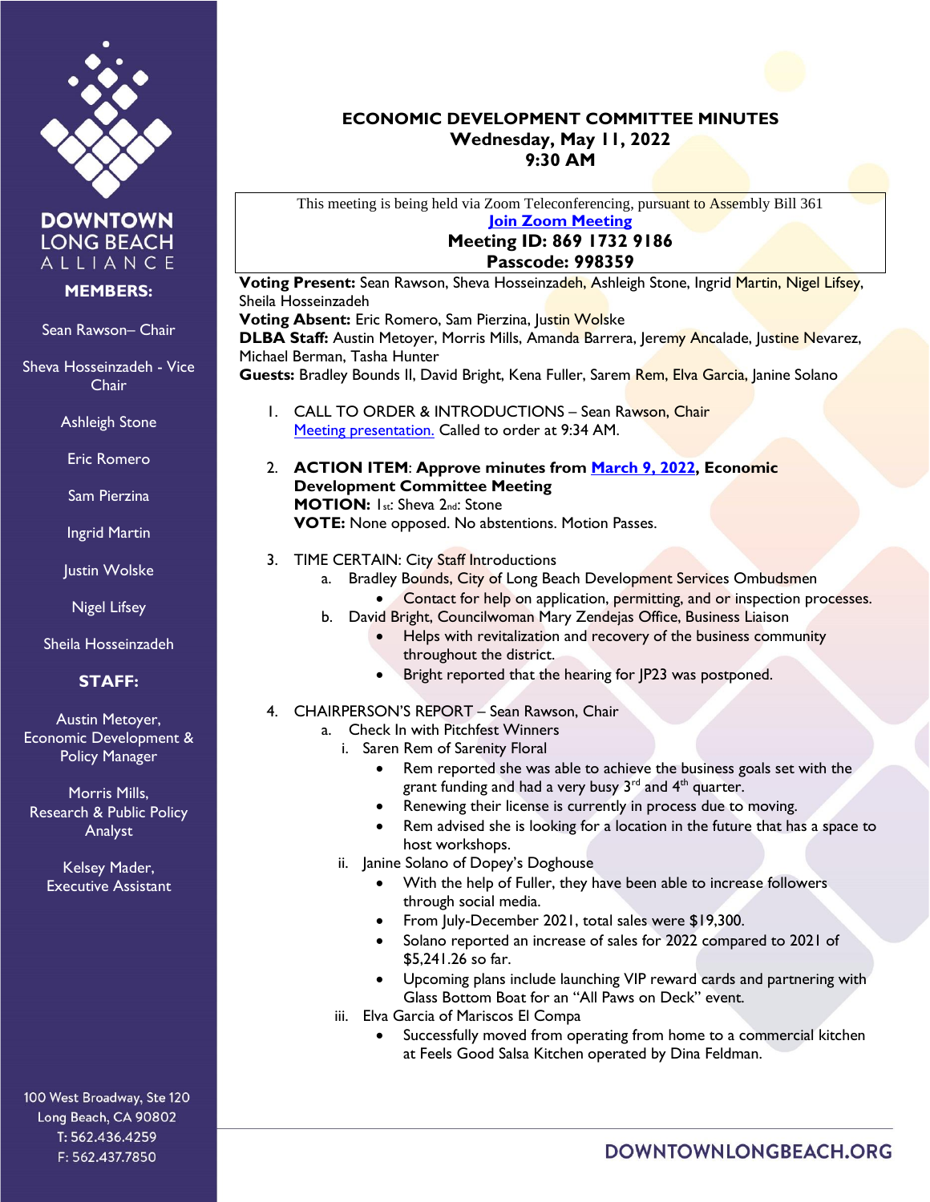DOWNTOWN LONG BEACH ALLIANCE

**MEMBERS:**

Sean Rawson– Chair

Sheva Hosseinzadeh - Vice Chair

Ashleigh Stone

Eric Romero

Sam Pierzina

Ingrid Martin

Justin Wolske

Nigel Lifsey

Sheila Hosseinzadeh

**STAFF:**

Austin Metoyer, Economic Development & Policy Manager

Morris Mills, Research & Public Policy Analyst

Kelsey Mader, Executive Assistant

100 West Broadway, Ste 120
Long Beach, CA 90802
T: 562.436.4259
F: 562.437.7850

# ECONOMIC DEVELOPMENT COMMITTEE MINUTES
**Wednesday, May 11, 2022**
**9:30 AM**

This meeting is being held via Zoom Teleconferencing, pursuant to Assembly Bill 361
**Join Zoom Meeting**
**Meeting ID: 869 1732 9186**
**Passcode: 998359**

**Voting Present:** Sean Rawson, Sheva Hosseinzadeh, Ashleigh Stone, Ingrid Martin, Nigel Lifsey, Sheila Hosseinzadeh
**Voting Absent:** Eric Romero, Sam Pierzina, Justin Wolske
**DLBA Staff:** Austin Metoyer, Morris Mills, Amanda Barrera, Jeremy Ancalade, Justine Nevarez, Michael Berman, Tasha Hunter
**Guests:** Bradley Bounds II, David Bright, Kena Fuller, Sarem Rem, Elva Garcia, Janine Solano

1. CALL TO ORDER & INTRODUCTIONS – Sean Rawson, Chair
   Meeting presentation. Called to order at 9:34 AM.

2. **ACTION ITEM**: **Approve minutes from March 9, 2022, Economic Development Committee Meeting**
   **MOTION:** 1st: Sheva 2nd: Stone
   **VOTE:** None opposed. No abstentions. Motion Passes.

3. TIME CERTAIN: City Staff Introductions
   a. Bradley Bounds, City of Long Beach Development Services Ombudsmen
      - Contact for help on application, permitting, and or inspection processes.
   b. David Bright, Councilwoman Mary Zendejas Office, Business Liaison
      - Helps with revitalization and recovery of the business community throughout the district.
      - Bright reported that the hearing for JP23 was postponed.

4. CHAIRPERSON'S REPORT – Sean Rawson, Chair
   a. Check In with Pitchfest Winners
      i. Saren Rem of Sarenity Floral
         - Rem reported she was able to achieve the business goals set with the grant funding and had a very busy 3rd and 4th quarter.
         - Renewing their license is currently in process due to moving.
         - Rem advised she is looking for a location in the future that has a space to host workshops.
      ii. Janine Solano of Dopey's Doghouse
         - With the help of Fuller, they have been able to increase followers through social media.
         - From July-December 2021, total sales were $19,300.
         - Solano reported an increase of sales for 2022 compared to 2021 of $5,241.26 so far.
         - Upcoming plans include launching VIP reward cards and partnering with Glass Bottom Boat for an "All Paws on Deck" event.
      iii. Elva Garcia of Mariscos El Compa
         - Successfully moved from operating from home to a commercial kitchen at Feels Good Salsa Kitchen operated by Dina Feldman.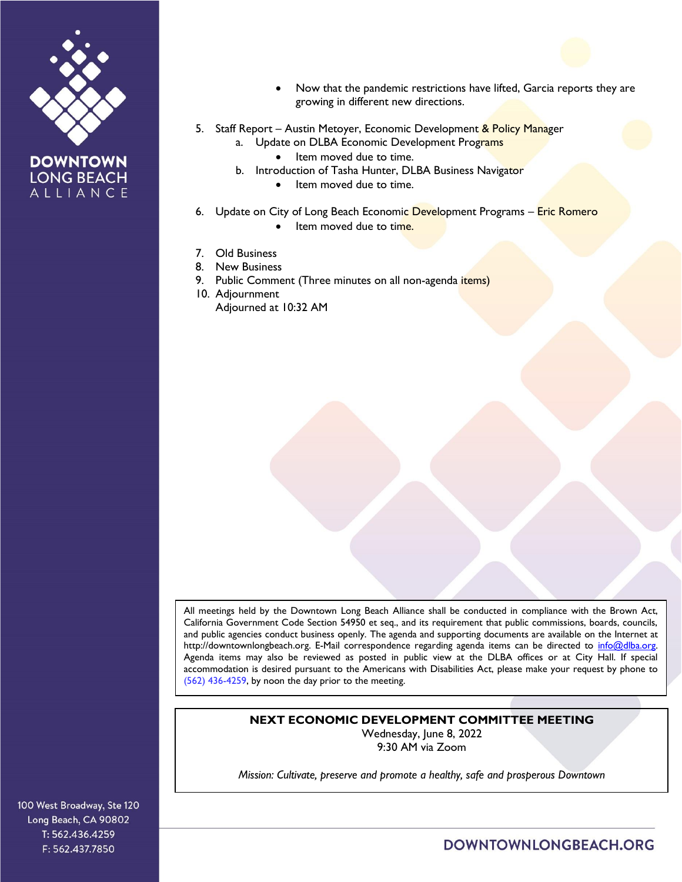- Now that the pandemic restrictions have lifted, Garcia reports they are growing in different new directions.

5. Staff Report – Austin Metoyer, Economic Development & Policy Manager
   a. Update on DLBA Economic Development Programs
      - Item moved due to time.
   b. Introduction of Tasha Hunter, DLBA Business Navigator
      - Item moved due to time.

6. Update on City of Long Beach Economic Development Programs – Eric Romero
   - Item moved due to time.

7. Old Business
8. New Business
9. Public Comment (Three minutes on all non-agenda items)
10. Adjournment
    Adjourned at 10:32 AM

All meetings held by the Downtown Long Beach Alliance shall be conducted in compliance with the Brown Act, California Government Code Section 54950 et seq., and its requirement that public commissions, boards, councils, and public agencies conduct business openly. The agenda and supporting documents are available on the Internet at http://downtownlongbeach.org. E-Mail correspondence regarding agenda items can be directed to info@dlba.org. Agenda items may also be reviewed as posted in public view at the DLBA offices or at City Hall. If special accommodation is desired pursuant to the Americans with Disabilities Act, please make your request by phone to (562) 436-4259, by noon the day prior to the meeting.

**NEXT ECONOMIC DEVELOPMENT COMMITTEE MEETING**
Wednesday, June 8, 2022
9:30 AM via Zoom

*Mission: Cultivate, preserve and promote a healthy, safe and prosperous Downtown*

100 West Broadway, Ste 120
Long Beach, CA 90802
T: 562.436.4259
F: 562.437.7850

DOWNTOWNLONGBEACH.ORG